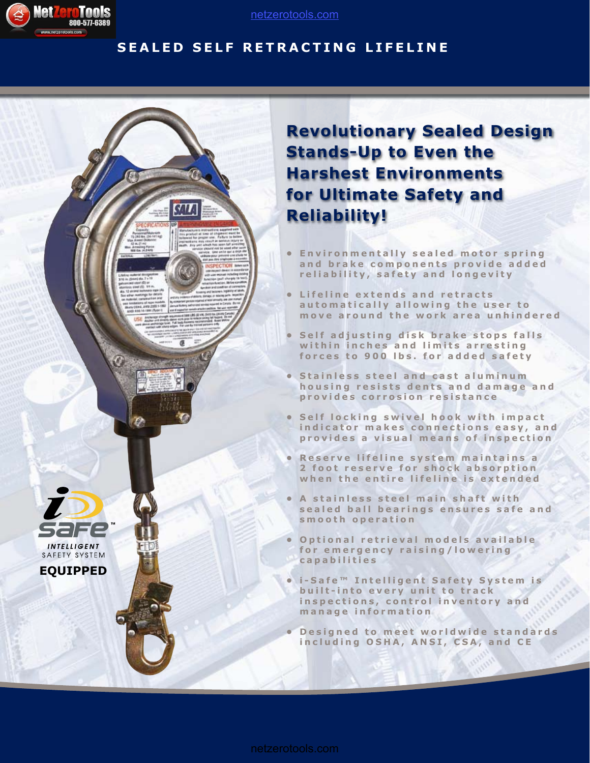# SEALED SELF RETRACTING LIFELINE

## Revolutionary Sealed Design Stands-Up to Even the Harshest Environments for Ultimate Safety and Reliability!

- Environmentally sealed motor spring and brake components provide added reliability, safety and longevity
- Lifeline extends and retracts automatically allowing the user to move around the work area unhindered
- Self adjusting disk brake stops falls within inches and limits arresting forces to 900 lbs. for added safety
- Stainless steel and cast aluminum housing resists dents and damage and provides corrosion resistance
- Self locking swivel hook with impact indicator makes connections easy, and provides a visual means of inspection
- Reserve lifeline system maintains a 2 foot reserve for shock absorption when the entire lifeline is extended
- A stainless steel main shaft with sealed ball bearings ensures safe and smooth operation
- Optional retrieval models available for emergency raising/lowering capabilities
- i-Safe™ Intelligent Safety System is built-into every unit to track inspections, control inventory and manage information
- Designed to meet worldwide standards including OSHA, ANSI, CSA, and CE

i-Safe™ INTELLIGENT SAFETY SYSTEM **EQUIPPED**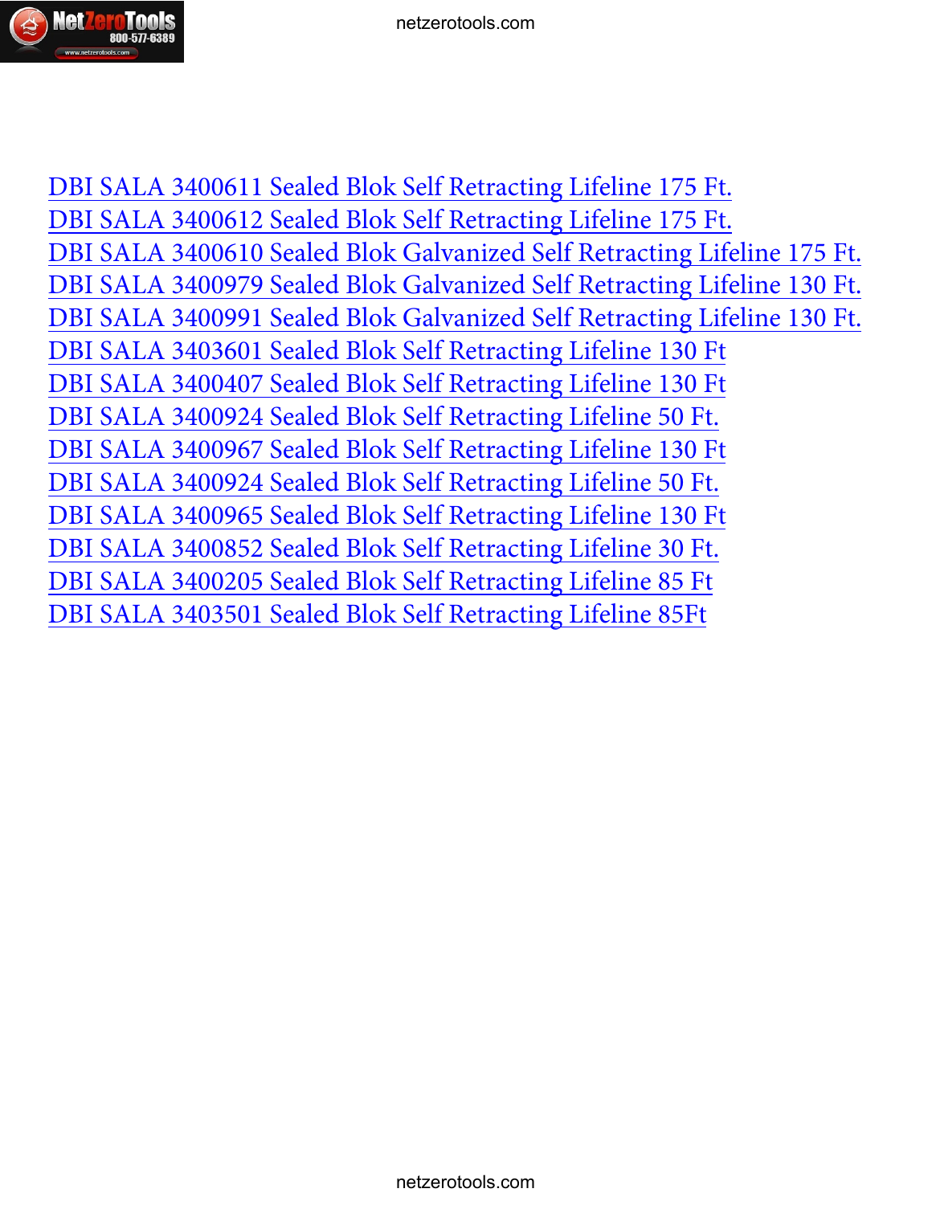DBI SALA 3400611 Sealed Blok Self Retracting Lifeline 175 Ft.
DBI SALA 3400612 Sealed Blok Self Retracting Lifeline 175 Ft.
DBI SALA 3400610 Sealed Blok Galvanized Self Retracting Lifeline 175 Ft.
DBI SALA 3400979 Sealed Blok Galvanized Self Retracting Lifeline 130 Ft.
DBI SALA 3400991 Sealed Blok Galvanized Self Retracting Lifeline 130 Ft.
DBI SALA 3403601 Sealed Blok Self Retracting Lifeline 130 Ft
DBI SALA 3400407 Sealed Blok Self Retracting Lifeline 130 Ft
DBI SALA 3400924 Sealed Blok Self Retracting Lifeline 50 Ft.
DBI SALA 3400967 Sealed Blok Self Retracting Lifeline 130 Ft
DBI SALA 3400924 Sealed Blok Self Retracting Lifeline 50 Ft.
DBI SALA 3400965 Sealed Blok Self Retracting Lifeline 130 Ft
DBI SALA 3400852 Sealed Blok Self Retracting Lifeline 30 Ft.
DBI SALA 3400205 Sealed Blok Self Retracting Lifeline 85 Ft
DBI SALA 3403501 Sealed Blok Self Retracting Lifeline 85Ft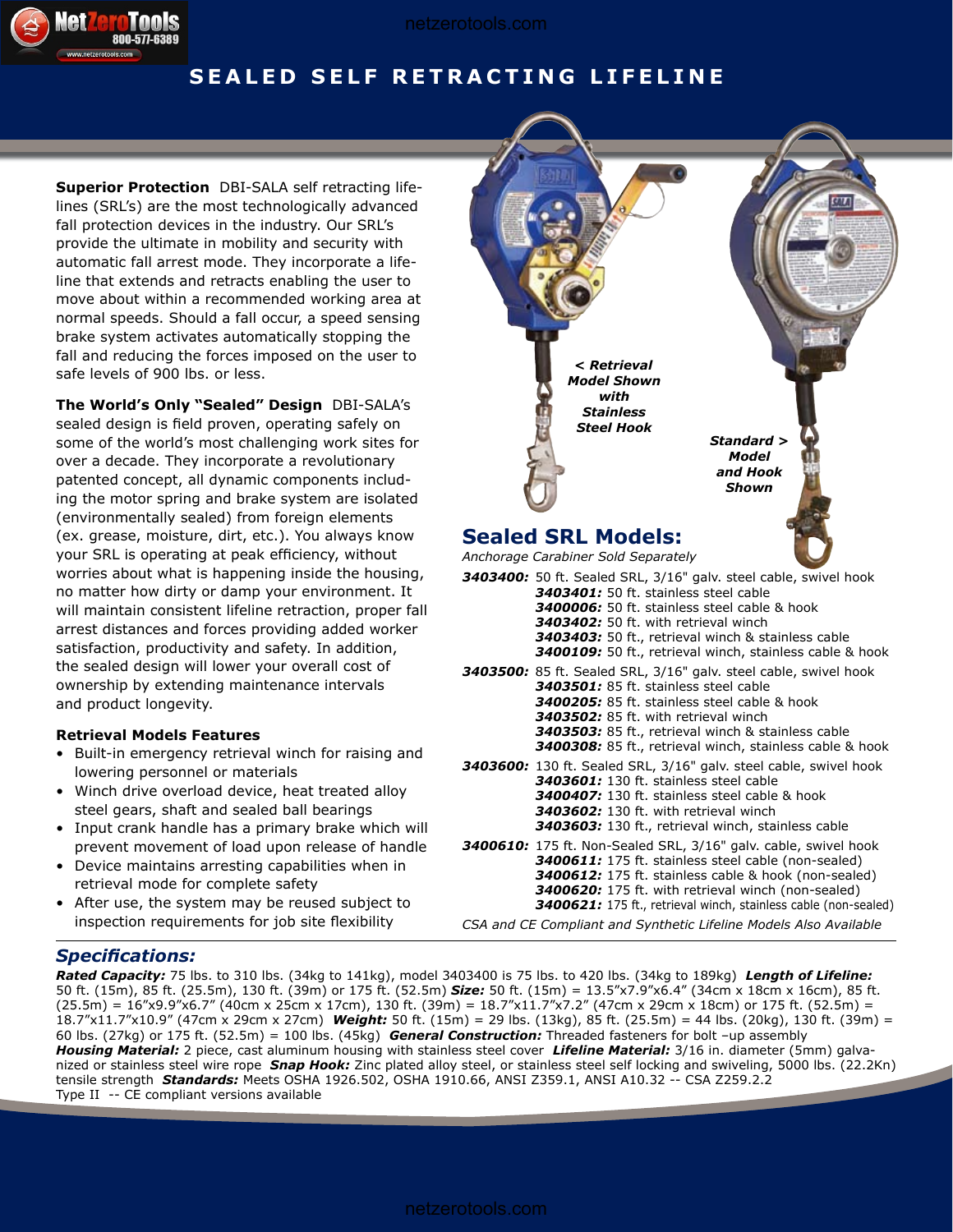# SEALED SELF RETRACTING LIFELINE

**Superior Protection** DBI-SALA self retracting lifelines (SRL's) are the most technologically advanced fall protection devices in the industry. Our SRL's provide the ultimate in mobility and security with automatic fall arrest mode. They incorporate a lifeline that extends and retracts enabling the user to move about within a recommended working area at normal speeds. Should a fall occur, a speed sensing brake system activates automatically stopping the fall and reducing the forces imposed on the user to safe levels of 900 lbs. or less.

**The World's Only "Sealed" Design** DBI-SALA's sealed design is field proven, operating safely on some of the world's most challenging work sites for over a decade. They incorporate a revolutionary patented concept, all dynamic components including the motor spring and brake system are isolated (environmentally sealed) from foreign elements (ex. grease, moisture, dirt, etc.). You always know your SRL is operating at peak efficiency, without worries about what is happening inside the housing, no matter how dirty or damp your environment. It will maintain consistent lifeline retraction, proper fall arrest distances and forces providing added worker satisfaction, productivity and safety. In addition, the sealed design will lower your overall cost of ownership by extending maintenance intervals and product longevity.

**Retrieval Models Features**

- Built-in emergency retrieval winch for raising and lowering personnel or materials
- Winch drive overload device, heat treated alloy steel gears, shaft and sealed ball bearings
- Input crank handle has a primary brake which will prevent movement of load upon release of handle
- Device maintains arresting capabilities when in retrieval mode for complete safety
- After use, the system may be reused subject to inspection requirements for job site flexibility

***< Retrieval Model Shown with Stainless Steel Hook***

***Standard > Model and Hook Shown***

## Sealed SRL Models:

*Anchorage Carabiner Sold Separately*

***3403400:*** 50 ft. Sealed SRL, 3/16" galv. steel cable, swivel hook
- ***3403401:*** 50 ft. stainless steel cable
- ***3400006:*** 50 ft. stainless steel cable & hook
- ***3403402:*** 50 ft. with retrieval winch
- ***3403403:*** 50 ft., retrieval winch & stainless cable
- ***3400109:*** 50 ft., retrieval winch, stainless cable & hook

***3403500:*** 85 ft. Sealed SRL, 3/16" galv. steel cable, swivel hook
- ***3403501:*** 85 ft. stainless steel cable
- ***3400205:*** 85 ft. stainless steel cable & hook
- ***3403502:*** 85 ft. with retrieval winch
- ***3403503:*** 85 ft., retrieval winch & stainless cable
- ***3400308:*** 85 ft., retrieval winch, stainless cable & hook

***3403600:*** 130 ft. Sealed SRL, 3/16" galv. steel cable, swivel hook
- ***3403601:*** 130 ft. stainless steel cable
- ***3400407:*** 130 ft. stainless steel cable & hook
- ***3403602:*** 130 ft. with retrieval winch
- ***3403603:*** 130 ft., retrieval winch, stainless cable

***3400610:*** 175 ft. Non-Sealed SRL, 3/16" galv. cable, swivel hook
- ***3400611:*** 175 ft. stainless steel cable (non-sealed)
- ***3400612:*** 175 ft. stainless cable & hook (non-sealed)
- ***3400620:*** 175 ft. with retrieval winch (non-sealed)
- ***3400621:*** 175 ft., retrieval winch, stainless cable (non-sealed)

*CSA and CE Compliant and Synthetic Lifeline Models Also Available*

## *Specifications:*

***Rated Capacity:*** 75 lbs. to 310 lbs. (34kg to 141kg), model 3403400 is 75 lbs. to 420 lbs. (34kg to 189kg) ***Length of Lifeline:*** 50 ft. (15m), 85 ft. (25.5m), 130 ft. (39m) or 175 ft. (52.5m) ***Size:*** 50 ft. (15m) = 13.5"x7.9"x6.4" (34cm x 18cm x 16cm), 85 ft. (25.5m) = 16"x9.9"x6.7" (40cm x 25cm x 17cm), 130 ft. (39m) = 18.7"x11.7"x7.2" (47cm x 29cm x 18cm) or 175 ft. (52.5m) = 18.7"x11.7"x10.9" (47cm x 29cm x 27cm) ***Weight:*** 50 ft. (15m) = 29 lbs. (13kg), 85 ft. (25.5m) = 44 lbs. (20kg), 130 ft. (39m) = 60 lbs. (27kg) or 175 ft. (52.5m) = 100 lbs. (45kg) ***General Construction:*** Threaded fasteners for bolt –up assembly ***Housing Material:*** 2 piece, cast aluminum housing with stainless steel cover ***Lifeline Material:*** 3/16 in. diameter (5mm) galvanized or stainless steel wire rope ***Snap Hook:*** Zinc plated alloy steel, or stainless steel self locking and swiveling, 5000 lbs. (22.2Kn) tensile strength ***Standards:*** Meets OSHA 1926.502, OSHA 1910.66, ANSI Z359.1, ANSI A10.32 -- CSA Z259.2.2 Type II -- CE compliant versions available